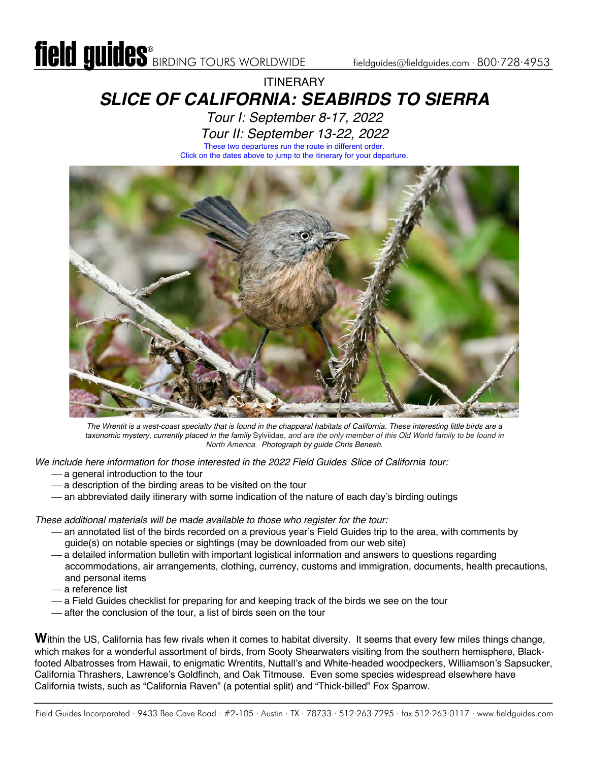ITINERARY

# SLICE OF CALIFORNIA: SEABIRDS TO SIERRA

*Tour I: September 8-17, 2022*

*Tour II: September 13-22, 2022*

These two departures run the route in different order.
Click on the dates above to jump to the itinerary for your departure.

*The Wrentit is a west-coast specialty that is found in the chapparal habitats of California. These interesting little birds are a taxonomic mystery, currently placed in the family* Sylviidae, *and are the only member of this Old World family to be found in North America. Photograph by guide Chris Benesh.*

*We include here information for those interested in the 2022 Field Guides Slice of California tour:*

- a general introduction to the tour
- a description of the birding areas to be visited on the tour
- an abbreviated daily itinerary with some indication of the nature of each day's birding outings

*These additional materials will be made available to those who register for the tour:*

- an annotated list of the birds recorded on a previous year's Field Guides trip to the area, with comments by guide(s) on notable species or sightings (may be downloaded from our web site)
- a detailed information bulletin with important logistical information and answers to questions regarding accommodations, air arrangements, clothing, currency, customs and immigration, documents, health precautions, and personal items
- a reference list
- a Field Guides checklist for preparing for and keeping track of the birds we see on the tour
- after the conclusion of the tour, a list of birds seen on the tour

**W**ithin the US, California has few rivals when it comes to habitat diversity. It seems that every few miles things change, which makes for a wonderful assortment of birds, from Sooty Shearwaters visiting from the southern hemisphere, Black-footed Albatrosses from Hawaii, to enigmatic Wrentits, Nuttall's and White-headed woodpeckers, Williamson's Sapsucker, California Thrashers, Lawrence's Goldfinch, and Oak Titmouse. Even some species widespread elsewhere have California twists, such as "California Raven" (a potential split) and "Thick-billed" Fox Sparrow.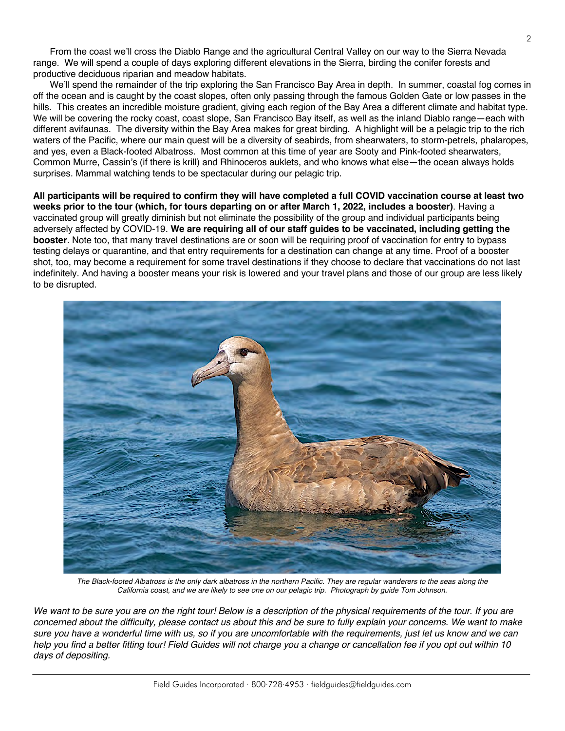From the coast we'll cross the Diablo Range and the agricultural Central Valley on our way to the Sierra Nevada range. We will spend a couple of days exploring different elevations in the Sierra, birding the conifer forests and productive deciduous riparian and meadow habitats.

We'll spend the remainder of the trip exploring the San Francisco Bay Area in depth. In summer, coastal fog comes in off the ocean and is caught by the coast slopes, often only passing through the famous Golden Gate or low passes in the hills. This creates an incredible moisture gradient, giving each region of the Bay Area a different climate and habitat type. We will be covering the rocky coast, coast slope, San Francisco Bay itself, as well as the inland Diablo range—each with different avifaunas. The diversity within the Bay Area makes for great birding. A highlight will be a pelagic trip to the rich waters of the Pacific, where our main quest will be a diversity of seabirds, from shearwaters, to storm-petrels, phalaropes, and yes, even a Black-footed Albatross. Most common at this time of year are Sooty and Pink-footed shearwaters, Common Murre, Cassin's (if there is krill) and Rhinoceros auklets, and who knows what else—the ocean always holds surprises. Mammal watching tends to be spectacular during our pelagic trip.

**All participants will be required to confirm they will have completed a full COVID vaccination course at least two weeks prior to the tour (which, for tours departing on or after March 1, 2022, includes a booster)**. Having a vaccinated group will greatly diminish but not eliminate the possibility of the group and individual participants being adversely affected by COVID-19. **We are requiring all of our staff guides to be vaccinated, including getting the booster**. Note too, that many travel destinations are or soon will be requiring proof of vaccination for entry to bypass testing delays or quarantine, and that entry requirements for a destination can change at any time. Proof of a booster shot, too, may become a requirement for some travel destinations if they choose to declare that vaccinations do not last indefinitely. And having a booster means your risk is lowered and your travel plans and those of our group are less likely to be disrupted.

*The Black-footed Albatross is the only dark albatross in the northern Pacific. They are regular wanderers to the seas along the California coast, and we are likely to see one on our pelagic trip. Photograph by guide Tom Johnson.*

*We want to be sure you are on the right tour! Below is a description of the physical requirements of the tour. If you are concerned about the difficulty, please contact us about this and be sure to fully explain your concerns. We want to make sure you have a wonderful time with us, so if you are uncomfortable with the requirements, just let us know and we can help you find a better fitting tour! Field Guides will not charge you a change or cancellation fee if you opt out within 10 days of depositing.*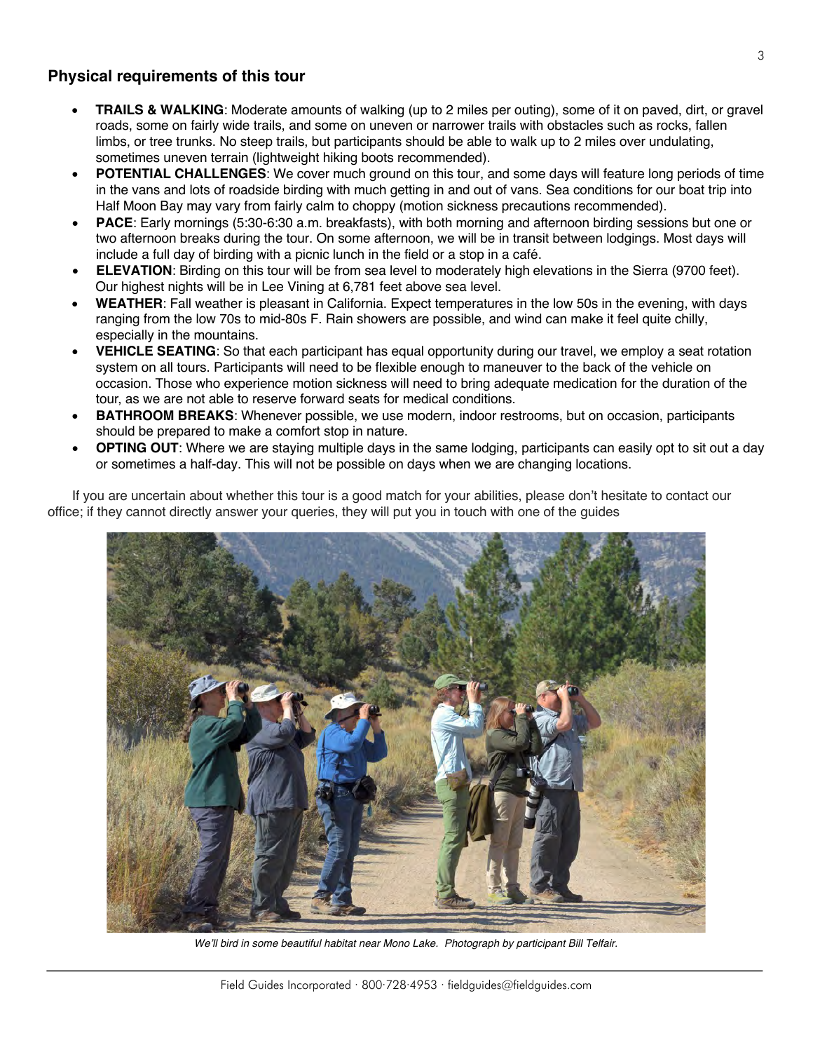## Physical requirements of this tour

- **TRAILS & WALKING**: Moderate amounts of walking (up to 2 miles per outing), some of it on paved, dirt, or gravel roads, some on fairly wide trails, and some on uneven or narrower trails with obstacles such as rocks, fallen limbs, or tree trunks. No steep trails, but participants should be able to walk up to 2 miles over undulating, sometimes uneven terrain (lightweight hiking boots recommended).
- **POTENTIAL CHALLENGES**: We cover much ground on this tour, and some days will feature long periods of time in the vans and lots of roadside birding with much getting in and out of vans. Sea conditions for our boat trip into Half Moon Bay may vary from fairly calm to choppy (motion sickness precautions recommended).
- **PACE**: Early mornings (5:30-6:30 a.m. breakfasts), with both morning and afternoon birding sessions but one or two afternoon breaks during the tour. On some afternoon, we will be in transit between lodgings. Most days will include a full day of birding with a picnic lunch in the field or a stop in a café.
- **ELEVATION**: Birding on this tour will be from sea level to moderately high elevations in the Sierra (9700 feet). Our highest nights will be in Lee Vining at 6,781 feet above sea level.
- **WEATHER**: Fall weather is pleasant in California. Expect temperatures in the low 50s in the evening, with days ranging from the low 70s to mid-80s F. Rain showers are possible, and wind can make it feel quite chilly, especially in the mountains.
- **VEHICLE SEATING**: So that each participant has equal opportunity during our travel, we employ a seat rotation system on all tours. Participants will need to be flexible enough to maneuver to the back of the vehicle on occasion. Those who experience motion sickness will need to bring adequate medication for the duration of the tour, as we are not able to reserve forward seats for medical conditions.
- **BATHROOM BREAKS**: Whenever possible, we use modern, indoor restrooms, but on occasion, participants should be prepared to make a comfort stop in nature.
- **OPTING OUT**: Where we are staying multiple days in the same lodging, participants can easily opt to sit out a day or sometimes a half-day. This will not be possible on days when we are changing locations.

If you are uncertain about whether this tour is a good match for your abilities, please don't hesitate to contact our office; if they cannot directly answer your queries, they will put you in touch with one of the guides

*We'll bird in some beautiful habitat near Mono Lake. Photograph by participant Bill Telfair.*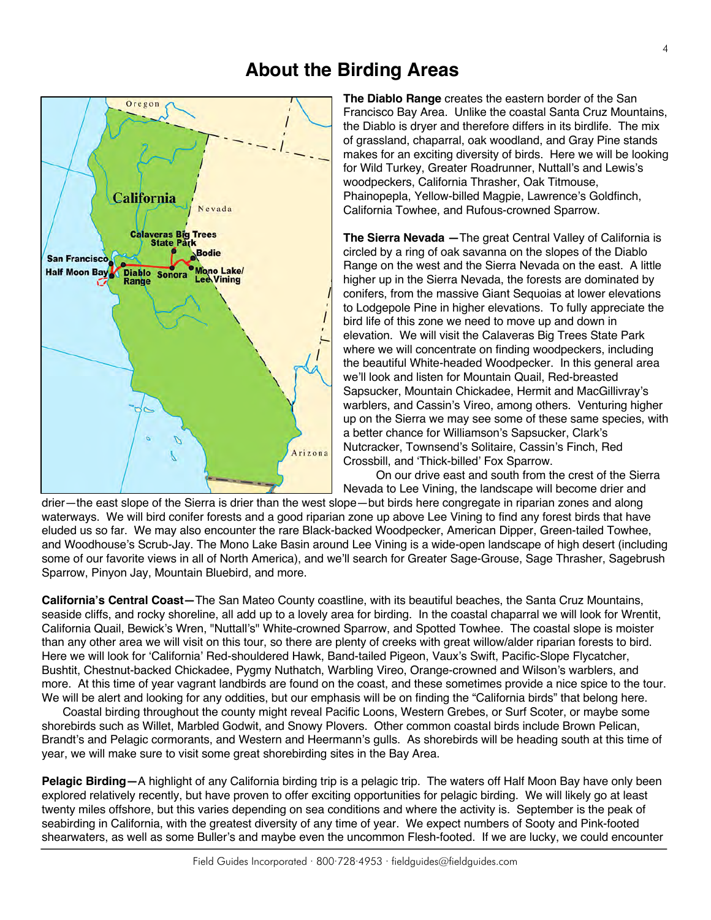# About the Birding Areas

**The Diablo Range** creates the eastern border of the San Francisco Bay Area. Unlike the coastal Santa Cruz Mountains, the Diablo is dryer and therefore differs in its birdlife. The mix of grassland, chaparral, oak woodland, and Gray Pine stands makes for an exciting diversity of birds. Here we will be looking for Wild Turkey, Greater Roadrunner, Nuttall's and Lewis's woodpeckers, California Thrasher, Oak Titmouse, Phainopepla, Yellow-billed Magpie, Lawrence's Goldfinch, California Towhee, and Rufous-crowned Sparrow.

**The Sierra Nevada —** The great Central Valley of California is circled by a ring of oak savanna on the slopes of the Diablo Range on the west and the Sierra Nevada on the east. A little higher up in the Sierra Nevada, the forests are dominated by conifers, from the massive Giant Sequoias at lower elevations to Lodgepole Pine in higher elevations. To fully appreciate the bird life of this zone we need to move up and down in elevation. We will visit the Calaveras Big Trees State Park where we will concentrate on finding woodpeckers, including the beautiful White-headed Woodpecker. In this general area we'll look and listen for Mountain Quail, Red-breasted Sapsucker, Mountain Chickadee, Hermit and MacGillivray's warblers, and Cassin's Vireo, among others. Venturing higher up on the Sierra we may see some of these same species, with a better chance for Williamson's Sapsucker, Clark's Nutcracker, Townsend's Solitaire, Cassin's Finch, Red Crossbill, and 'Thick-billed' Fox Sparrow.

On our drive east and south from the crest of the Sierra Nevada to Lee Vining, the landscape will become drier and drier—the east slope of the Sierra is drier than the west slope—but birds here congregate in riparian zones and along waterways. We will bird conifer forests and a good riparian zone up above Lee Vining to find any forest birds that have eluded us so far. We may also encounter the rare Black-backed Woodpecker, American Dipper, Green-tailed Towhee, and Woodhouse's Scrub-Jay. The Mono Lake Basin around Lee Vining is a wide-open landscape of high desert (including some of our favorite views in all of North America), and we'll search for Greater Sage-Grouse, Sage Thrasher, Sagebrush Sparrow, Pinyon Jay, Mountain Bluebird, and more.

**California's Central Coast—**The San Mateo County coastline, with its beautiful beaches, the Santa Cruz Mountains, seaside cliffs, and rocky shoreline, all add up to a lovely area for birding. In the coastal chaparral we will look for Wrentit, California Quail, Bewick's Wren, "Nuttall's" White-crowned Sparrow, and Spotted Towhee. The coastal slope is moister than any other area we will visit on this tour, so there are plenty of creeks with great willow/alder riparian forests to bird. Here we will look for 'California' Red-shouldered Hawk, Band-tailed Pigeon, Vaux's Swift, Pacific-Slope Flycatcher, Bushtit, Chestnut-backed Chickadee, Pygmy Nuthatch, Warbling Vireo, Orange-crowned and Wilson's warblers, and more. At this time of year vagrant landbirds are found on the coast, and these sometimes provide a nice spice to the tour. We will be alert and looking for any oddities, but our emphasis will be on finding the "California birds" that belong here.

Coastal birding throughout the county might reveal Pacific Loons, Western Grebes, or Surf Scoter, or maybe some shorebirds such as Willet, Marbled Godwit, and Snowy Plovers. Other common coastal birds include Brown Pelican, Brandt's and Pelagic cormorants, and Western and Heermann's gulls. As shorebirds will be heading south at this time of year, we will make sure to visit some great shorebirding sites in the Bay Area.

**Pelagic Birding—**A highlight of any California birding trip is a pelagic trip. The waters off Half Moon Bay have only been explored relatively recently, but have proven to offer exciting opportunities for pelagic birding. We will likely go at least twenty miles offshore, but this varies depending on sea conditions and where the activity is. September is the peak of seabirding in California, with the greatest diversity of any time of year. We expect numbers of Sooty and Pink-footed shearwaters, as well as some Buller's and maybe even the uncommon Flesh-footed. If we are lucky, we could encounter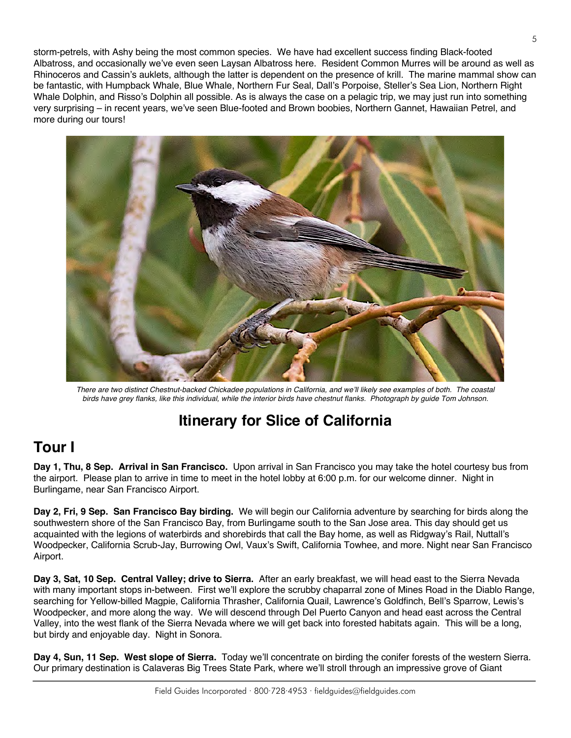storm-petrels, with Ashy being the most common species. We have had excellent success finding Black-footed Albatross, and occasionally we've even seen Laysan Albatross here. Resident Common Murres will be around as well as Rhinoceros and Cassin's auklets, although the latter is dependent on the presence of krill. The marine mammal show can be fantastic, with Humpback Whale, Blue Whale, Northern Fur Seal, Dall's Porpoise, Steller's Sea Lion, Northern Right Whale Dolphin, and Risso's Dolphin all possible. As is always the case on a pelagic trip, we may just run into something very surprising – in recent years, we've seen Blue-footed and Brown boobies, Northern Gannet, Hawaiian Petrel, and more during our tours!

*There are two distinct Chestnut-backed Chickadee populations in California, and we'll likely see examples of both. The coastal birds have grey flanks, like this individual, while the interior birds have chestnut flanks. Photograph by guide Tom Johnson.*

# Itinerary for Slice of California

## Tour I

**Day 1, Thu, 8 Sep. Arrival in San Francisco.** Upon arrival in San Francisco you may take the hotel courtesy bus from the airport. Please plan to arrive in time to meet in the hotel lobby at 6:00 p.m. for our welcome dinner. Night in Burlingame, near San Francisco Airport.

**Day 2, Fri, 9 Sep. San Francisco Bay birding.** We will begin our California adventure by searching for birds along the southwestern shore of the San Francisco Bay, from Burlingame south to the San Jose area. This day should get us acquainted with the legions of waterbirds and shorebirds that call the Bay home, as well as Ridgway's Rail, Nuttall's Woodpecker, California Scrub-Jay, Burrowing Owl, Vaux's Swift, California Towhee, and more. Night near San Francisco Airport.

**Day 3, Sat, 10 Sep. Central Valley; drive to Sierra.** After an early breakfast, we will head east to the Sierra Nevada with many important stops in-between. First we'll explore the scrubby chaparral zone of Mines Road in the Diablo Range, searching for Yellow-billed Magpie, California Thrasher, California Quail, Lawrence's Goldfinch, Bell's Sparrow, Lewis's Woodpecker, and more along the way. We will descend through Del Puerto Canyon and head east across the Central Valley, into the west flank of the Sierra Nevada where we will get back into forested habitats again. This will be a long, but birdy and enjoyable day. Night in Sonora.

**Day 4, Sun, 11 Sep. West slope of Sierra.** Today we'll concentrate on birding the conifer forests of the western Sierra. Our primary destination is Calaveras Big Trees State Park, where we'll stroll through an impressive grove of Giant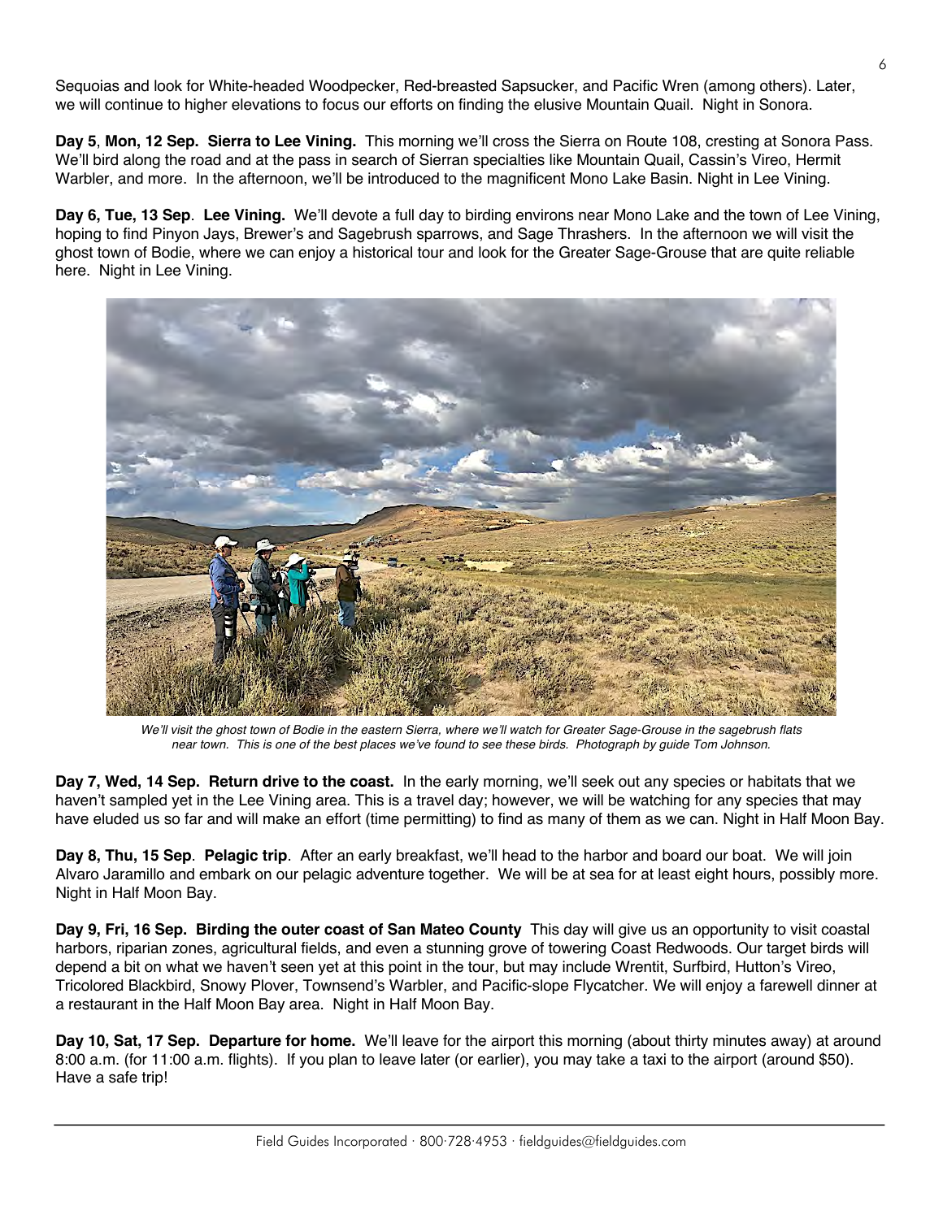Sequoias and look for White-headed Woodpecker, Red-breasted Sapsucker, and Pacific Wren (among others). Later, we will continue to higher elevations to focus our efforts on finding the elusive Mountain Quail. Night in Sonora.

**Day 5, Mon, 12 Sep. Sierra to Lee Vining.** This morning we'll cross the Sierra on Route 108, cresting at Sonora Pass. We'll bird along the road and at the pass in search of Sierran specialties like Mountain Quail, Cassin's Vireo, Hermit Warbler, and more. In the afternoon, we'll be introduced to the magnificent Mono Lake Basin. Night in Lee Vining.

**Day 6, Tue, 13 Sep. Lee Vining.** We'll devote a full day to birding environs near Mono Lake and the town of Lee Vining, hoping to find Pinyon Jays, Brewer's and Sagebrush sparrows, and Sage Thrashers. In the afternoon we will visit the ghost town of Bodie, where we can enjoy a historical tour and look for the Greater Sage-Grouse that are quite reliable here. Night in Lee Vining.

*We'll visit the ghost town of Bodie in the eastern Sierra, where we'll watch for Greater Sage-Grouse in the sagebrush flats near town. This is one of the best places we've found to see these birds. Photograph by guide Tom Johnson.*

**Day 7, Wed, 14 Sep. Return drive to the coast.** In the early morning, we'll seek out any species or habitats that we haven't sampled yet in the Lee Vining area. This is a travel day; however, we will be watching for any species that may have eluded us so far and will make an effort (time permitting) to find as many of them as we can. Night in Half Moon Bay.

**Day 8, Thu, 15 Sep. Pelagic trip.** After an early breakfast, we'll head to the harbor and board our boat. We will join Alvaro Jaramillo and embark on our pelagic adventure together. We will be at sea for at least eight hours, possibly more. Night in Half Moon Bay.

**Day 9, Fri, 16 Sep. Birding the outer coast of San Mateo County** This day will give us an opportunity to visit coastal harbors, riparian zones, agricultural fields, and even a stunning grove of towering Coast Redwoods. Our target birds will depend a bit on what we haven't seen yet at this point in the tour, but may include Wrentit, Surfbird, Hutton's Vireo, Tricolored Blackbird, Snowy Plover, Townsend's Warbler, and Pacific-slope Flycatcher. We will enjoy a farewell dinner at a restaurant in the Half Moon Bay area. Night in Half Moon Bay.

**Day 10, Sat, 17 Sep. Departure for home.** We'll leave for the airport this morning (about thirty minutes away) at around 8:00 a.m. (for 11:00 a.m. flights). If you plan to leave later (or earlier), you may take a taxi to the airport (around $50). Have a safe trip!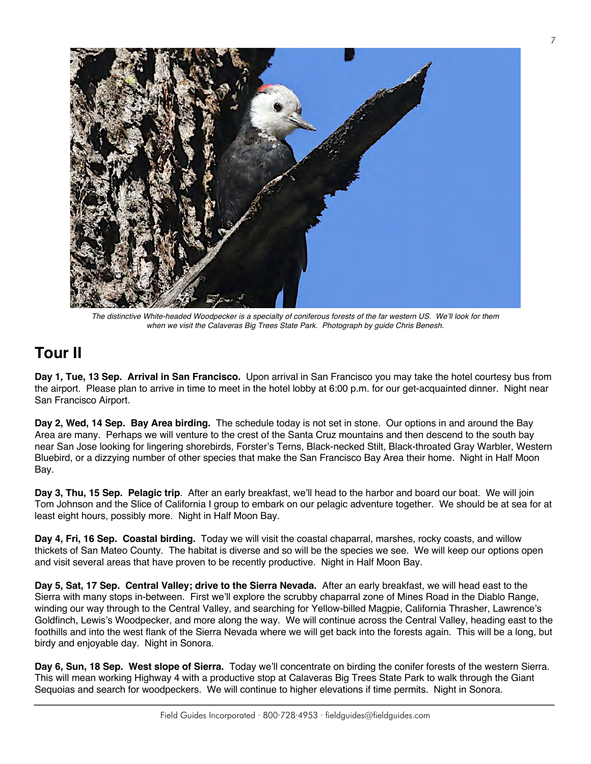*The distinctive White-headed Woodpecker is a specialty of coniferous forests of the far western US. We'll look for them when we visit the Calaveras Big Trees State Park. Photograph by guide Chris Benesh.*

## Tour II

**Day 1, Tue, 13 Sep. Arrival in San Francisco.** Upon arrival in San Francisco you may take the hotel courtesy bus from the airport. Please plan to arrive in time to meet in the hotel lobby at 6:00 p.m. for our get-acquainted dinner. Night near San Francisco Airport.

**Day 2, Wed, 14 Sep. Bay Area birding.** The schedule today is not set in stone. Our options in and around the Bay Area are many. Perhaps we will venture to the crest of the Santa Cruz mountains and then descend to the south bay near San Jose looking for lingering shorebirds, Forster's Terns, Black-necked Stilt, Black-throated Gray Warbler, Western Bluebird, or a dizzying number of other species that make the San Francisco Bay Area their home. Night in Half Moon Bay.

**Day 3, Thu, 15 Sep. Pelagic trip**. After an early breakfast, we'll head to the harbor and board our boat. We will join Tom Johnson and the Slice of California I group to embark on our pelagic adventure together. We should be at sea for at least eight hours, possibly more. Night in Half Moon Bay.

**Day 4, Fri, 16 Sep. Coastal birding.** Today we will visit the coastal chaparral, marshes, rocky coasts, and willow thickets of San Mateo County. The habitat is diverse and so will be the species we see. We will keep our options open and visit several areas that have proven to be recently productive. Night in Half Moon Bay.

**Day 5, Sat, 17 Sep. Central Valley; drive to the Sierra Nevada.** After an early breakfast, we will head east to the Sierra with many stops in-between. First we'll explore the scrubby chaparral zone of Mines Road in the Diablo Range, winding our way through to the Central Valley, and searching for Yellow-billed Magpie, California Thrasher, Lawrence's Goldfinch, Lewis's Woodpecker, and more along the way. We will continue across the Central Valley, heading east to the foothills and into the west flank of the Sierra Nevada where we will get back into the forests again. This will be a long, but birdy and enjoyable day. Night in Sonora.

**Day 6, Sun, 18 Sep. West slope of Sierra.** Today we'll concentrate on birding the conifer forests of the western Sierra. This will mean working Highway 4 with a productive stop at Calaveras Big Trees State Park to walk through the Giant Sequoias and search for woodpeckers. We will continue to higher elevations if time permits. Night in Sonora.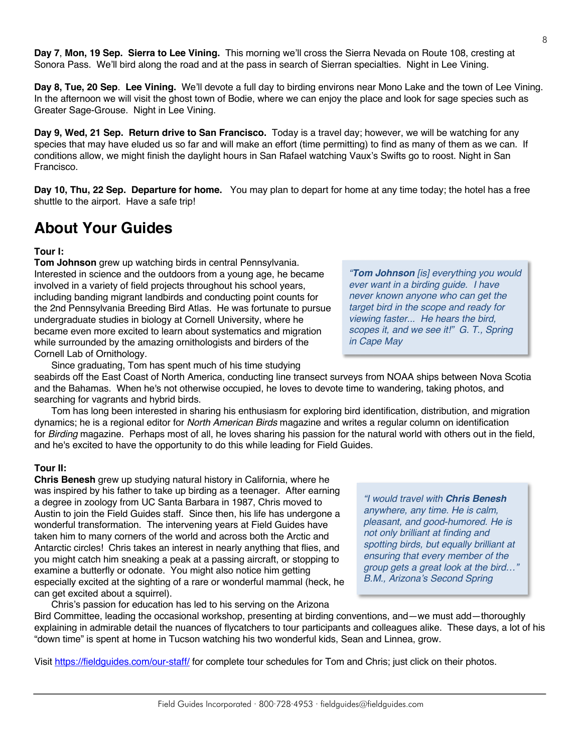**Day 7**, **Mon, 19 Sep. Sierra to Lee Vining.** This morning we'll cross the Sierra Nevada on Route 108, cresting at Sonora Pass. We'll bird along the road and at the pass in search of Sierran specialties. Night in Lee Vining.

**Day 8, Tue, 20 Sep**. **Lee Vining.** We'll devote a full day to birding environs near Mono Lake and the town of Lee Vining. In the afternoon we will visit the ghost town of Bodie, where we can enjoy the place and look for sage species such as Greater Sage-Grouse. Night in Lee Vining.

**Day 9, Wed, 21 Sep. Return drive to San Francisco.** Today is a travel day; however, we will be watching for any species that may have eluded us so far and will make an effort (time permitting) to find as many of them as we can. If conditions allow, we might finish the daylight hours in San Rafael watching Vaux's Swifts go to roost. Night in San Francisco.

**Day 10, Thu, 22 Sep. Departure for home.** You may plan to depart for home at any time today; the hotel has a free shuttle to the airport. Have a safe trip!

## About Your Guides

**Tour I:**

**Tom Johnson** grew up watching birds in central Pennsylvania. Interested in science and the outdoors from a young age, he became involved in a variety of field projects throughout his school years, including banding migrant landbirds and conducting point counts for the 2nd Pennsylvania Breeding Bird Atlas. He was fortunate to pursue undergraduate studies in biology at Cornell University, where he became even more excited to learn about systematics and migration while surrounded by the amazing ornithologists and birders of the Cornell Lab of Ornithology.

> *"**Tom Johnson** [is] everything you would ever want in a birding guide. I have never known anyone who can get the target bird in the scope and ready for viewing faster... He hears the bird, scopes it, and we see it!" G. T., Spring in Cape May*

Since graduating, Tom has spent much of his time studying seabirds off the East Coast of North America, conducting line transect surveys from NOAA ships between Nova Scotia and the Bahamas. When he's not otherwise occupied, he loves to devote time to wandering, taking photos, and searching for vagrants and hybrid birds.

Tom has long been interested in sharing his enthusiasm for exploring bird identification, distribution, and migration dynamics; he is a regional editor for *North American Birds* magazine and writes a regular column on identification for *Birding* magazine. Perhaps most of all, he loves sharing his passion for the natural world with others out in the field, and he's excited to have the opportunity to do this while leading for Field Guides.

**Tour II:**

**Chris Benesh** grew up studying natural history in California, where he was inspired by his father to take up birding as a teenager. After earning a degree in zoology from UC Santa Barbara in 1987, Chris moved to Austin to join the Field Guides staff. Since then, his life has undergone a wonderful transformation. The intervening years at Field Guides have taken him to many corners of the world and across both the Arctic and Antarctic circles! Chris takes an interest in nearly anything that flies, and you might catch him sneaking a peak at a passing aircraft, or stopping to examine a butterfly or odonate. You might also notice him getting especially excited at the sighting of a rare or wonderful mammal (heck, he can get excited about a squirrel).

> *"I would travel with **Chris Benesh** anywhere, any time. He is calm, pleasant, and good-humored. He is not only brilliant at finding and spotting birds, but equally brilliant at ensuring that every member of the group gets a great look at the bird…" B.M., Arizona's Second Spring*

Chris's passion for education has led to his serving on the Arizona Bird Committee, leading the occasional workshop, presenting at birding conventions, and—we must add—thoroughly explaining in admirable detail the nuances of flycatchers to tour participants and colleagues alike. These days, a lot of his "down time" is spent at home in Tucson watching his two wonderful kids, Sean and Linnea, grow.

Visit https://fieldguides.com/our-staff/ for complete tour schedules for Tom and Chris; just click on their photos.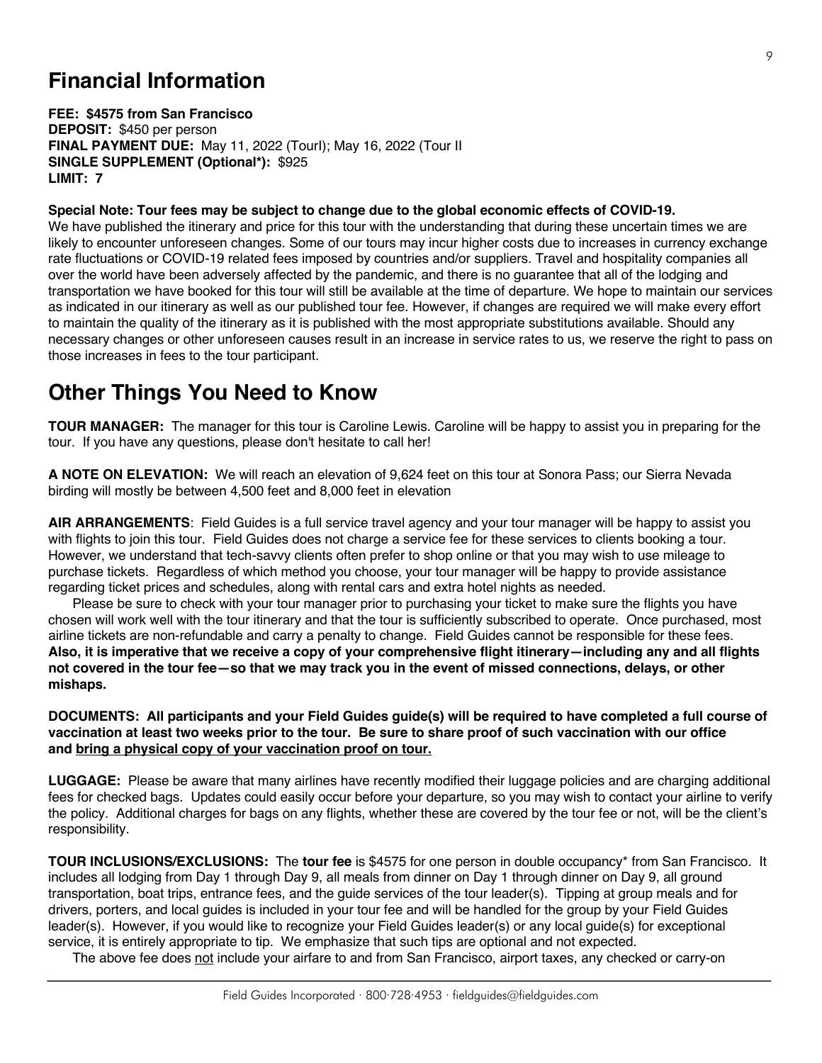## Financial Information

**FEE: $4575 from San Francisco**
**DEPOSIT:** $450 per person
**FINAL PAYMENT DUE:** May 11, 2022 (TourI); May 16, 2022 (Tour II
**SINGLE SUPPLEMENT (Optional*):** $925
**LIMIT: 7**

**Special Note: Tour fees may be subject to change due to the global economic effects of COVID-19.**
We have published the itinerary and price for this tour with the understanding that during these uncertain times we are likely to encounter unforeseen changes. Some of our tours may incur higher costs due to increases in currency exchange rate fluctuations or COVID-19 related fees imposed by countries and/or suppliers. Travel and hospitality companies all over the world have been adversely affected by the pandemic, and there is no guarantee that all of the lodging and transportation we have booked for this tour will still be available at the time of departure. We hope to maintain our services as indicated in our itinerary as well as our published tour fee. However, if changes are required we will make every effort to maintain the quality of the itinerary as it is published with the most appropriate substitutions available. Should any necessary changes or other unforeseen causes result in an increase in service rates to us, we reserve the right to pass on those increases in fees to the tour participant.

## Other Things You Need to Know

**TOUR MANAGER:** The manager for this tour is Caroline Lewis. Caroline will be happy to assist you in preparing for the tour. If you have any questions, please don't hesitate to call her!

**A NOTE ON ELEVATION:** We will reach an elevation of 9,624 feet on this tour at Sonora Pass; our Sierra Nevada birding will mostly be between 4,500 feet and 8,000 feet in elevation

**AIR ARRANGEMENTS**: Field Guides is a full service travel agency and your tour manager will be happy to assist you with flights to join this tour. Field Guides does not charge a service fee for these services to clients booking a tour. However, we understand that tech-savvy clients often prefer to shop online or that you may wish to use mileage to purchase tickets. Regardless of which method you choose, your tour manager will be happy to provide assistance regarding ticket prices and schedules, along with rental cars and extra hotel nights as needed.

Please be sure to check with your tour manager prior to purchasing your ticket to make sure the flights you have chosen will work well with the tour itinerary and that the tour is sufficiently subscribed to operate. Once purchased, most airline tickets are non-refundable and carry a penalty to change. Field Guides cannot be responsible for these fees. **Also, it is imperative that we receive a copy of your comprehensive flight itinerary—including any and all flights not covered in the tour fee—so that we may track you in the event of missed connections, delays, or other mishaps.**

**DOCUMENTS: All participants and your Field Guides guide(s) will be required to have completed a full course of vaccination at least two weeks prior to the tour. Be sure to share proof of such vaccination with our office and bring a physical copy of your vaccination proof on tour.**

**LUGGAGE:** Please be aware that many airlines have recently modified their luggage policies and are charging additional fees for checked bags. Updates could easily occur before your departure, so you may wish to contact your airline to verify the policy. Additional charges for bags on any flights, whether these are covered by the tour fee or not, will be the client's responsibility.

**TOUR INCLUSIONS/EXCLUSIONS:** The **tour fee** is $4575 for one person in double occupancy* from San Francisco. It includes all lodging from Day 1 through Day 9, all meals from dinner on Day 1 through dinner on Day 9, all ground transportation, boat trips, entrance fees, and the guide services of the tour leader(s). Tipping at group meals and for drivers, porters, and local guides is included in your tour fee and will be handled for the group by your Field Guides leader(s). However, if you would like to recognize your Field Guides leader(s) or any local guide(s) for exceptional service, it is entirely appropriate to tip. We emphasize that such tips are optional and not expected.

The above fee does not include your airfare to and from San Francisco, airport taxes, any checked or carry-on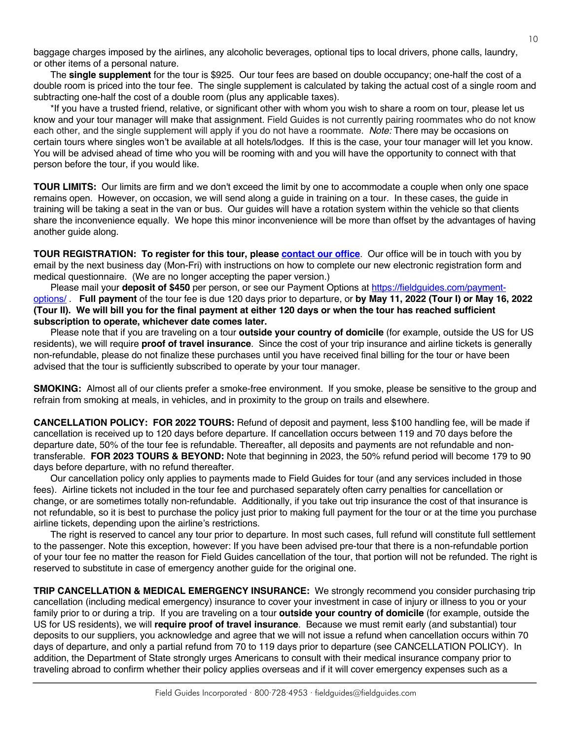baggage charges imposed by the airlines, any alcoholic beverages, optional tips to local drivers, phone calls, laundry, or other items of a personal nature.

The **single supplement** for the tour is $925. Our tour fees are based on double occupancy; one-half the cost of a double room is priced into the tour fee. The single supplement is calculated by taking the actual cost of a single room and subtracting one-half the cost of a double room (plus any applicable taxes).

*If you have a trusted friend, relative, or significant other with whom you wish to share a room on tour, please let us know and your tour manager will make that assignment. Field Guides is not currently pairing roommates who do not know each other, and the single supplement will apply if you do not have a roommate. *Note:* There may be occasions on certain tours where singles won't be available at all hotels/lodges. If this is the case, your tour manager will let you know. You will be advised ahead of time who you will be rooming with and you will have the opportunity to connect with that person before the tour, if you would like.

**TOUR LIMITS:** Our limits are firm and we don't exceed the limit by one to accommodate a couple when only one space remains open. However, on occasion, we will send along a guide in training on a tour. In these cases, the guide in training will be taking a seat in the van or bus. Our guides will have a rotation system within the vehicle so that clients share the inconvenience equally. We hope this minor inconvenience will be more than offset by the advantages of having another guide along.

**TOUR REGISTRATION: To register for this tour, please [contact our office](contact our office).** Our office will be in touch with you by email by the next business day (Mon-Fri) with instructions on how to complete our new electronic registration form and medical questionnaire. (We are no longer accepting the paper version.)

Please mail your **deposit of $450** per person, or see our Payment Options at [https://fieldguides.com/payment-options/](https://fieldguides.com/payment-options/) . **Full payment** of the tour fee is due 120 days prior to departure, or **by May 11, 2022 (Tour I) or May 16, 2022 (Tour II). We will bill you for the final payment at either 120 days or when the tour has reached sufficient subscription to operate, whichever date comes later.**

Please note that if you are traveling on a tour **outside your country of domicile** (for example, outside the US for US residents), we will require **proof of travel insurance**. Since the cost of your trip insurance and airline tickets is generally non-refundable, please do not finalize these purchases until you have received final billing for the tour or have been advised that the tour is sufficiently subscribed to operate by your tour manager.

**SMOKING:** Almost all of our clients prefer a smoke-free environment. If you smoke, please be sensitive to the group and refrain from smoking at meals, in vehicles, and in proximity to the group on trails and elsewhere.

**CANCELLATION POLICY: FOR 2022 TOURS:** Refund of deposit and payment, less $100 handling fee, will be made if cancellation is received up to 120 days before departure. If cancellation occurs between 119 and 70 days before the departure date, 50% of the tour fee is refundable. Thereafter, all deposits and payments are not refundable and non-transferable. **FOR 2023 TOURS & BEYOND:** Note that beginning in 2023, the 50% refund period will become 179 to 90 days before departure, with no refund thereafter.

Our cancellation policy only applies to payments made to Field Guides for tour (and any services included in those fees). Airline tickets not included in the tour fee and purchased separately often carry penalties for cancellation or change, or are sometimes totally non-refundable. Additionally, if you take out trip insurance the cost of that insurance is not refundable, so it is best to purchase the policy just prior to making full payment for the tour or at the time you purchase airline tickets, depending upon the airline's restrictions.

The right is reserved to cancel any tour prior to departure. In most such cases, full refund will constitute full settlement to the passenger. Note this exception, however: If you have been advised pre-tour that there is a non-refundable portion of your tour fee no matter the reason for Field Guides cancellation of the tour, that portion will not be refunded. The right is reserved to substitute in case of emergency another guide for the original one.

**TRIP CANCELLATION & MEDICAL EMERGENCY INSURANCE:** We strongly recommend you consider purchasing trip cancellation (including medical emergency) insurance to cover your investment in case of injury or illness to you or your family prior to or during a trip. If you are traveling on a tour **outside your country of domicile** (for example, outside the US for US residents), we will **require proof of travel insurance**. Because we must remit early (and substantial) tour deposits to our suppliers, you acknowledge and agree that we will not issue a refund when cancellation occurs within 70 days of departure, and only a partial refund from 70 to 119 days prior to departure (see CANCELLATION POLICY). In addition, the Department of State strongly urges Americans to consult with their medical insurance company prior to traveling abroad to confirm whether their policy applies overseas and if it will cover emergency expenses such as a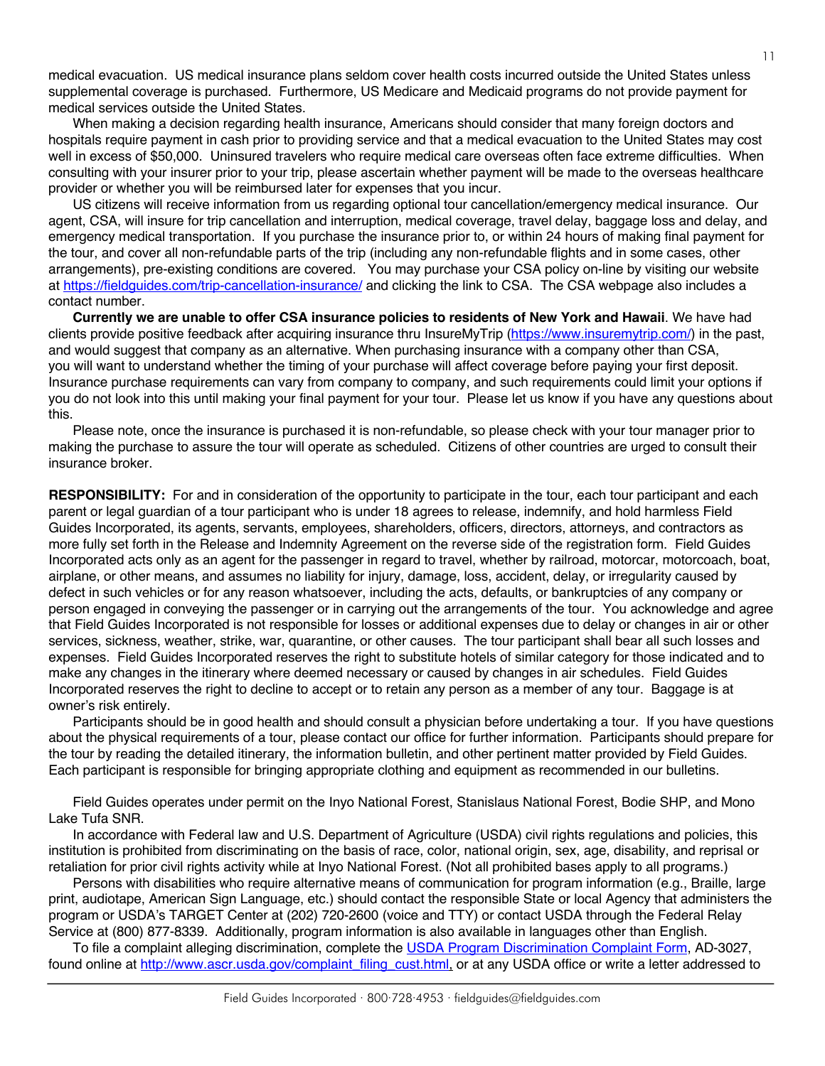medical evacuation. US medical insurance plans seldom cover health costs incurred outside the United States unless supplemental coverage is purchased. Furthermore, US Medicare and Medicaid programs do not provide payment for medical services outside the United States.

When making a decision regarding health insurance, Americans should consider that many foreign doctors and hospitals require payment in cash prior to providing service and that a medical evacuation to the United States may cost well in excess of $50,000. Uninsured travelers who require medical care overseas often face extreme difficulties. When consulting with your insurer prior to your trip, please ascertain whether payment will be made to the overseas healthcare provider or whether you will be reimbursed later for expenses that you incur.

US citizens will receive information from us regarding optional tour cancellation/emergency medical insurance. Our agent, CSA, will insure for trip cancellation and interruption, medical coverage, travel delay, baggage loss and delay, and emergency medical transportation. If you purchase the insurance prior to, or within 24 hours of making final payment for the tour, and cover all non-refundable parts of the trip (including any non-refundable flights and in some cases, other arrangements), pre-existing conditions are covered. You may purchase your CSA policy on-line by visiting our website at [https://fieldguides.com/trip-cancellation-insurance/](https://fieldguides.com/trip-cancellation-insurance/) and clicking the link to CSA. The CSA webpage also includes a contact number.

**Currently we are unable to offer CSA insurance policies to residents of New York and Hawaii**. We have had clients provide positive feedback after acquiring insurance thru InsureMyTrip ([https://www.insuremytrip.com/](https://www.insuremytrip.com/)) in the past, and would suggest that company as an alternative. When purchasing insurance with a company other than CSA, you will want to understand whether the timing of your purchase will affect coverage before paying your first deposit. Insurance purchase requirements can vary from company to company, and such requirements could limit your options if you do not look into this until making your final payment for your tour. Please let us know if you have any questions about this.

Please note, once the insurance is purchased it is non-refundable, so please check with your tour manager prior to making the purchase to assure the tour will operate as scheduled. Citizens of other countries are urged to consult their insurance broker.

**RESPONSIBILITY:** For and in consideration of the opportunity to participate in the tour, each tour participant and each parent or legal guardian of a tour participant who is under 18 agrees to release, indemnify, and hold harmless Field Guides Incorporated, its agents, servants, employees, shareholders, officers, directors, attorneys, and contractors as more fully set forth in the Release and Indemnity Agreement on the reverse side of the registration form. Field Guides Incorporated acts only as an agent for the passenger in regard to travel, whether by railroad, motorcar, motorcoach, boat, airplane, or other means, and assumes no liability for injury, damage, loss, accident, delay, or irregularity caused by defect in such vehicles or for any reason whatsoever, including the acts, defaults, or bankruptcies of any company or person engaged in conveying the passenger or in carrying out the arrangements of the tour. You acknowledge and agree that Field Guides Incorporated is not responsible for losses or additional expenses due to delay or changes in air or other services, sickness, weather, strike, war, quarantine, or other causes. The tour participant shall bear all such losses and expenses. Field Guides Incorporated reserves the right to substitute hotels of similar category for those indicated and to make any changes in the itinerary where deemed necessary or caused by changes in air schedules. Field Guides Incorporated reserves the right to decline to accept or to retain any person as a member of any tour. Baggage is at owner's risk entirely.

Participants should be in good health and should consult a physician before undertaking a tour. If you have questions about the physical requirements of a tour, please contact our office for further information. Participants should prepare for the tour by reading the detailed itinerary, the information bulletin, and other pertinent matter provided by Field Guides. Each participant is responsible for bringing appropriate clothing and equipment as recommended in our bulletins.

Field Guides operates under permit on the Inyo National Forest, Stanislaus National Forest, Bodie SHP, and Mono Lake Tufa SNR.

In accordance with Federal law and U.S. Department of Agriculture (USDA) civil rights regulations and policies, this institution is prohibited from discriminating on the basis of race, color, national origin, sex, age, disability, and reprisal or retaliation for prior civil rights activity while at Inyo National Forest. (Not all prohibited bases apply to all programs.)

Persons with disabilities who require alternative means of communication for program information (e.g., Braille, large print, audiotape, American Sign Language, etc.) should contact the responsible State or local Agency that administers the program or USDA's TARGET Center at (202) 720-2600 (voice and TTY) or contact USDA through the Federal Relay Service at (800) 877-8339. Additionally, program information is also available in languages other than English.

To file a complaint alleging discrimination, complete the [USDA Program Discrimination Complaint Form](http://www.ascr.usda.gov/complaint_filing_cust.html), AD-3027, found online at [http://www.ascr.usda.gov/complaint_filing_cust.html](http://www.ascr.usda.gov/complaint_filing_cust.html), or at any USDA office or write a letter addressed to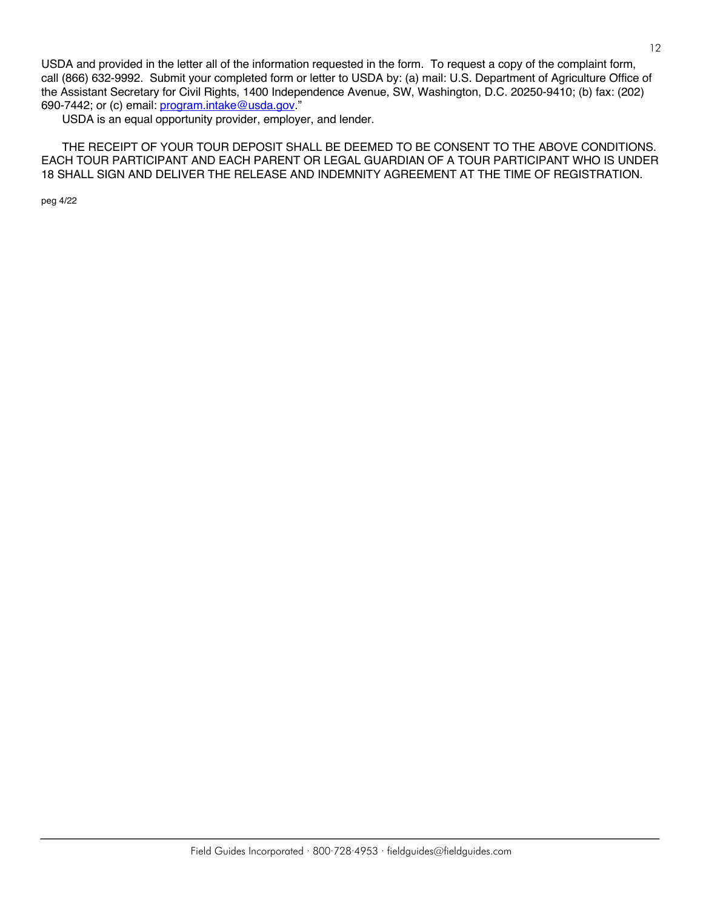USDA and provided in the letter all of the information requested in the form. To request a copy of the complaint form, call (866) 632-9992. Submit your completed form or letter to USDA by: (a) mail: U.S. Department of Agriculture Office of the Assistant Secretary for Civil Rights, 1400 Independence Avenue, SW, Washington, D.C. 20250-9410; (b) fax: (202) 690-7442; or (c) email: program.intake@usda.gov."

USDA is an equal opportunity provider, employer, and lender.

THE RECEIPT OF YOUR TOUR DEPOSIT SHALL BE DEEMED TO BE CONSENT TO THE ABOVE CONDITIONS. EACH TOUR PARTICIPANT AND EACH PARENT OR LEGAL GUARDIAN OF A TOUR PARTICIPANT WHO IS UNDER 18 SHALL SIGN AND DELIVER THE RELEASE AND INDEMNITY AGREEMENT AT THE TIME OF REGISTRATION.

peg 4/22